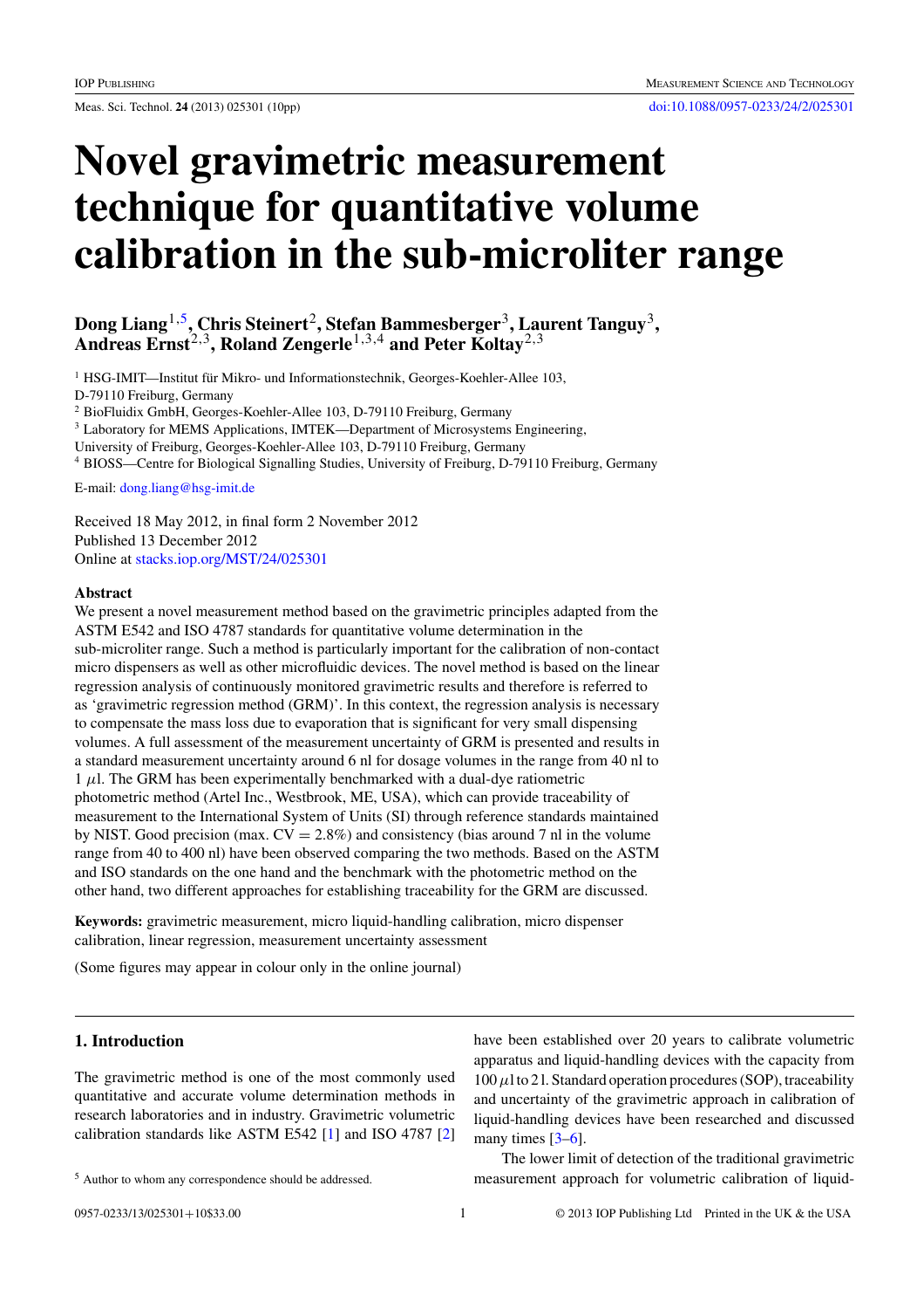# Novel gravimetric measurement technique for quantitative volume calibration in the sub-microliter range

**Dong Liang[1,5], Chris Steinert[2], Stefan Bammesberger[3], Laurent Tanguy[3], Andreas Ernst[2,3], Roland Zengerle[1,3,4] and Peter Koltay[2,3]**

[1] HSG-IMIT—Institut für Mikro- und Informationstechnik, Georges-Koehler-Allee 103, D-79110 Freiburg, Germany

[2] BioFluidix GmbH, Georges-Koehler-Allee 103, D-79110 Freiburg, Germany

[3] Laboratory for MEMS Applications, IMTEK—Department of Microsystems Engineering, University of Freiburg, Georges-Koehler-Allee 103, D-79110 Freiburg, Germany

[4] BIOSS—Centre for Biological Signalling Studies, University of Freiburg, D-79110 Freiburg, Germany

E-mail: dong.liang@hsg-imit.de

Received 18 May 2012, in final form 2 November 2012
Published 13 December 2012
Online at stacks.iop.org/MST/24/025301

## Abstract

We present a novel measurement method based on the gravimetric principles adapted from the ASTM E542 and ISO 4787 standards for quantitative volume determination in the sub-microliter range. Such a method is particularly important for the calibration of non-contact micro dispensers as well as other microfluidic devices. The novel method is based on the linear regression analysis of continuously monitored gravimetric results and therefore is referred to as 'gravimetric regression method (GRM)'. In this context, the regression analysis is necessary to compensate the mass loss due to evaporation that is significant for very small dispensing volumes. A full assessment of the measurement uncertainty of GRM is presented and results in a standard measurement uncertainty around 6 nl for dosage volumes in the range from 40 nl to 1 $\mu$l. The GRM has been experimentally benchmarked with a dual-dye ratiometric photometric method (Artel Inc., Westbrook, ME, USA), which can provide traceability of measurement to the International System of Units (SI) through reference standards maintained by NIST. Good precision (max. CV = 2.8%) and consistency (bias around 7 nl in the volume range from 40 to 400 nl) have been observed comparing the two methods. Based on the ASTM and ISO standards on the one hand and the benchmark with the photometric method on the other hand, two different approaches for establishing traceability for the GRM are discussed.

**Keywords:** gravimetric measurement, micro liquid-handling calibration, micro dispenser calibration, linear regression, measurement uncertainty assessment

(Some figures may appear in colour only in the online journal)

## 1. Introduction

The gravimetric method is one of the most commonly used quantitative and accurate volume determination methods in research laboratories and in industry. Gravimetric volumetric calibration standards like ASTM E542 [1] and ISO 4787 [2] have been established over 20 years to calibrate volumetric apparatus and liquid-handling devices with the capacity from 100 $\mu$l to 2 l. Standard operation procedures (SOP), traceability and uncertainty of the gravimetric approach in calibration of liquid-handling devices have been researched and discussed many times [3–6].

The lower limit of detection of the traditional gravimetric measurement approach for volumetric calibration of liquid-

[5] Author to whom any correspondence should be addressed.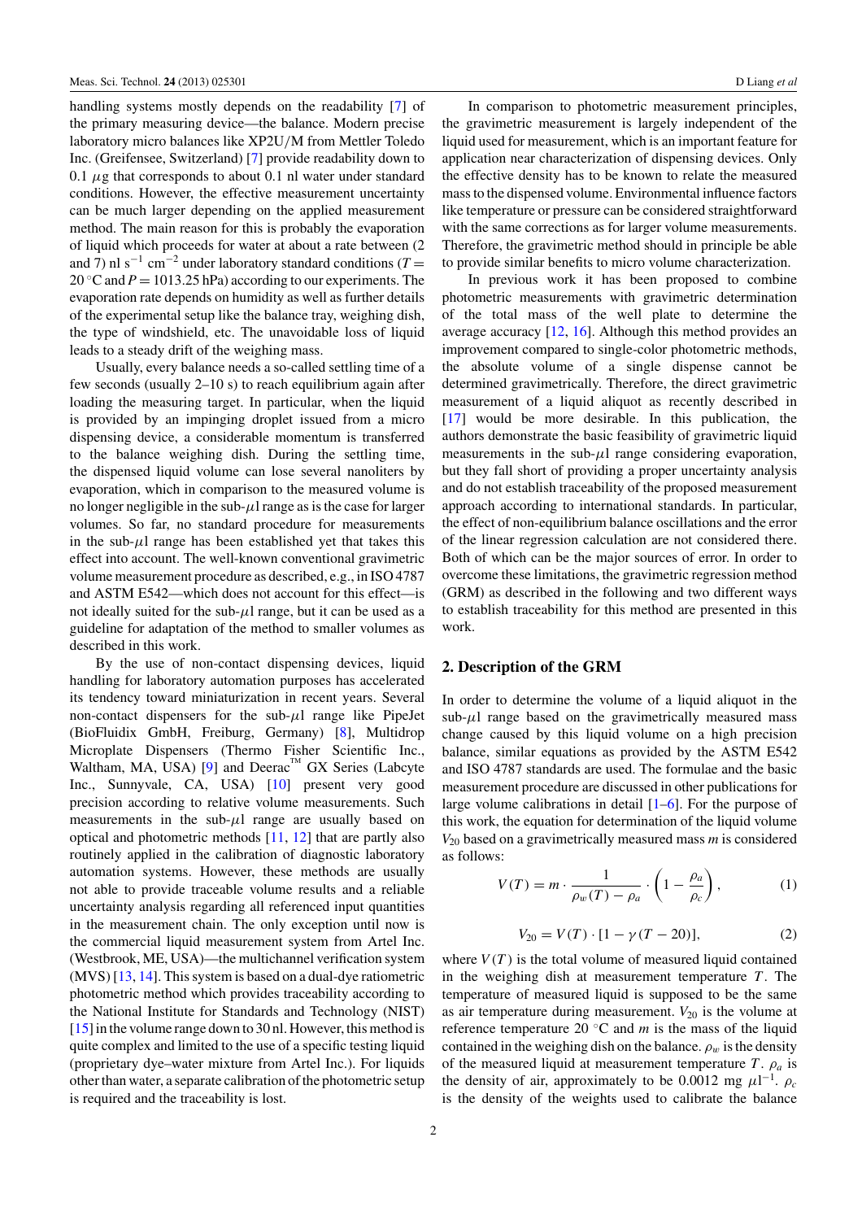handling systems mostly depends on the readability [7] of the primary measuring device—the balance. Modern precise laboratory micro balances like XP2U/M from Mettler Toledo Inc. (Greifensee, Switzerland) [7] provide readability down to 0.1 $\mu$g that corresponds to about 0.1 nl water under standard conditions. However, the effective measurement uncertainty can be much larger depending on the applied measurement method. The main reason for this is probably the evaporation of liquid which proceeds for water at about a rate between (2 and 7) nl s$^{-1}$ cm$^{-2}$ under laboratory standard conditions ($T = 20\,^{\circ}$C and $P = 1013.25$ hPa) according to our experiments. The evaporation rate depends on humidity as well as further details of the experimental setup like the balance tray, weighing dish, the type of windshield, etc. The unavoidable loss of liquid leads to a steady drift of the weighing mass.

Usually, every balance needs a so-called settling time of a few seconds (usually 2–10 s) to reach equilibrium again after loading the measuring target. In particular, when the liquid is provided by an impinging droplet issued from a micro dispensing device, a considerable momentum is transferred to the balance weighing dish. During the settling time, the dispensed liquid volume can lose several nanoliters by evaporation, which in comparison to the measured volume is no longer negligible in the sub-$\mu$l range as is the case for larger volumes. So far, no standard procedure for measurements in the sub-$\mu$l range has been established yet that takes this effect into account. The well-known conventional gravimetric volume measurement procedure as described, e.g., in ISO 4787 and ASTM E542—which does not account for this effect—is not ideally suited for the sub-$\mu$l range, but it can be used as a guideline for adaptation of the method to smaller volumes as described in this work.

By the use of non-contact dispensing devices, liquid handling for laboratory automation purposes has accelerated its tendency toward miniaturization in recent years. Several non-contact dispensers for the sub-$\mu$l range like PipeJet (BioFluidix GmbH, Freiburg, Germany) [8], Multidrop Microplate Dispensers (Thermo Fisher Scientific Inc., Waltham, MA, USA) [9] and Deerac™ GX Series (Labcyte Inc., Sunnyvale, CA, USA) [10] present very good precision according to relative volume measurements. Such measurements in the sub-$\mu$l range are usually based on optical and photometric methods [11, 12] that are partly also routinely applied in the calibration of diagnostic laboratory automation systems. However, these methods are usually not able to provide traceable volume results and a reliable uncertainty analysis regarding all referenced input quantities in the measurement chain. The only exception until now is the commercial liquid measurement system from Artel Inc. (Westbrook, ME, USA)—the multichannel verification system (MVS) [13, 14]. This system is based on a dual-dye ratiometric photometric method which provides traceability according to the National Institute for Standards and Technology (NIST) [15] in the volume range down to 30 nl. However, this method is quite complex and limited to the use of a specific testing liquid (proprietary dye–water mixture from Artel Inc.). For liquids other than water, a separate calibration of the photometric setup is required and the traceability is lost.

In comparison to photometric measurement principles, the gravimetric measurement is largely independent of the liquid used for measurement, which is an important feature for application near characterization of dispensing devices. Only the effective density has to be known to relate the measured mass to the dispensed volume. Environmental influence factors like temperature or pressure can be considered straightforward with the same corrections as for larger volume measurements. Therefore, the gravimetric method should in principle be able to provide similar benefits to micro volume characterization.

In previous work it has been proposed to combine photometric measurements with gravimetric determination of the total mass of the well plate to determine the average accuracy [12, 16]. Although this method provides an improvement compared to single-color photometric methods, the absolute volume of a single dispense cannot be determined gravimetrically. Therefore, the direct gravimetric measurement of a liquid aliquot as recently described in [17] would be more desirable. In this publication, the authors demonstrate the basic feasibility of gravimetric liquid measurements in the sub-$\mu$l range considering evaporation, but they fall short of providing a proper uncertainty analysis and do not establish traceability of the proposed measurement approach according to international standards. In particular, the effect of non-equilibrium balance oscillations and the error of the linear regression calculation are not considered there. Both of which can be the major sources of error. In order to overcome these limitations, the gravimetric regression method (GRM) as described in the following and two different ways to establish traceability for this method are presented in this work.

## 2. Description of the GRM

In order to determine the volume of a liquid aliquot in the sub-$\mu$l range based on the gravimetrically measured mass change caused by this liquid volume on a high precision balance, similar equations as provided by the ASTM E542 and ISO 4787 standards are used. The formulae and the basic measurement procedure are discussed in other publications for large volume calibrations in detail [1–6]. For the purpose of this work, the equation for determination of the liquid volume $V_{20}$ based on a gravimetrically measured mass $m$ is considered as follows:

$$V(T) = m \cdot \frac{1}{\rho_w(T) - \rho_a} \cdot \left(1 - \frac{\rho_a}{\rho_c}\right), \tag{1}$$

$$V_{20} = V(T) \cdot [1 - \gamma (T - 20)], \tag{2}$$

where $V(T)$ is the total volume of measured liquid contained in the weighing dish at measurement temperature $T$. The temperature of measured liquid is supposed to be the same as air temperature during measurement. $V_{20}$ is the volume at reference temperature 20 °C and $m$ is the mass of the liquid contained in the weighing dish on the balance. $\rho_w$ is the density of the measured liquid at measurement temperature $T$. $\rho_a$ is the density of air, approximately to be 0.0012 mg $\mu$l$^{-1}$. $\rho_c$ is the density of the weights used to calibrate the balance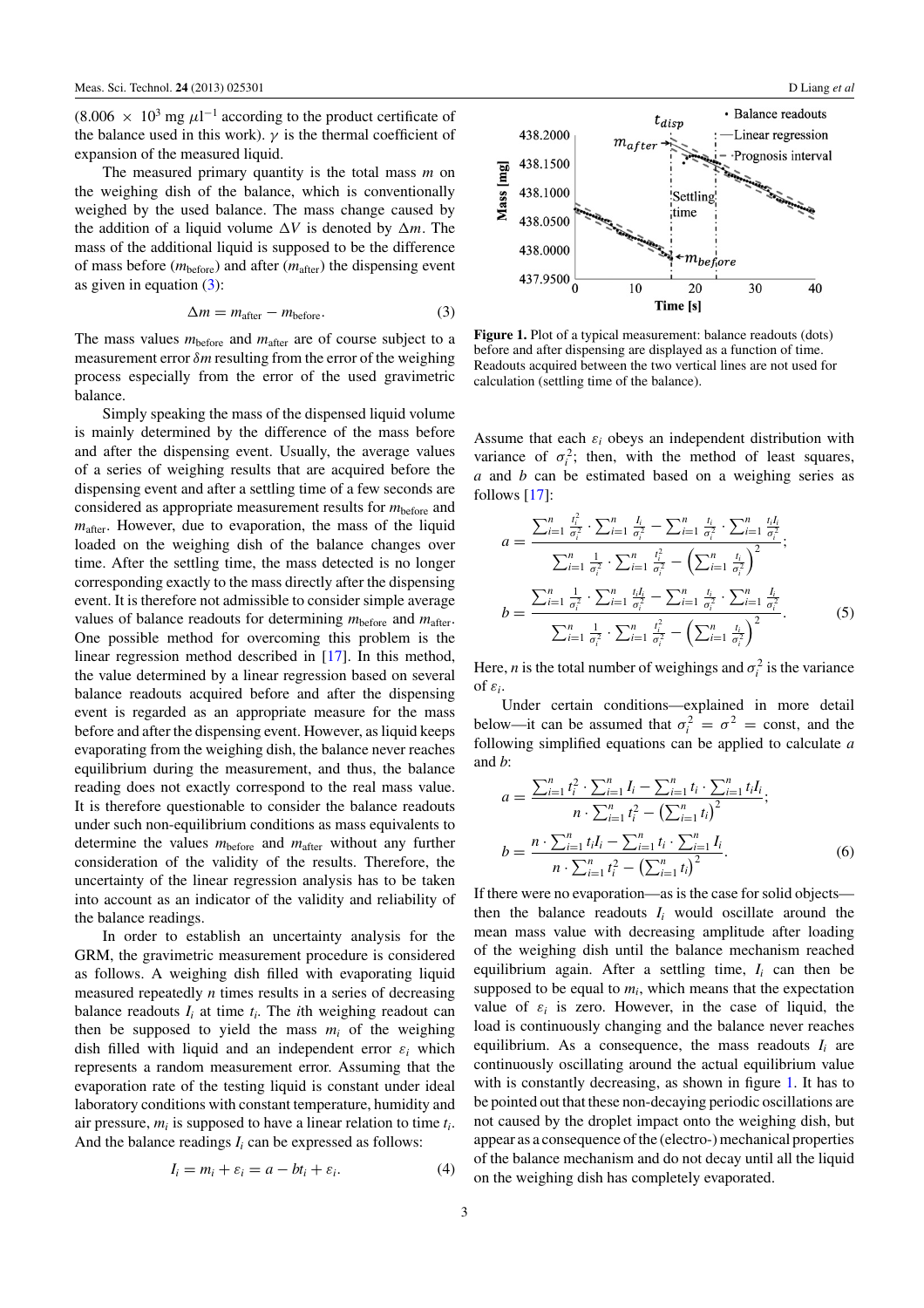($8.006 \times 10^3$ mg $\mu l^{-1}$ according to the product certificate of the balance used in this work). $\gamma$ is the thermal coefficient of expansion of the measured liquid.

The measured primary quantity is the total mass $m$ on the weighing dish of the balance, which is conventionally weighed by the used balance. The mass change caused by the addition of a liquid volume $\Delta V$ is denoted by $\Delta m$. The mass of the additional liquid is supposed to be the difference of mass before ($m_{\text{before}}$) and after ($m_{\text{after}}$) the dispensing event as given in equation (3):

$$\Delta m = m_{\text{after}} - m_{\text{before}}. \tag{3}$$

The mass values $m_{\text{before}}$ and $m_{\text{after}}$ are of course subject to a measurement error $\delta m$ resulting from the error of the weighing process especially from the error of the used gravimetric balance.

Simply speaking the mass of the dispensed liquid volume is mainly determined by the difference of the mass before and after the dispensing event. Usually, the average values of a series of weighing results that are acquired before the dispensing event and after a settling time of a few seconds are considered as appropriate measurement results for $m_{\text{before}}$ and $m_{\text{after}}$. However, due to evaporation, the mass of the liquid loaded on the weighing dish of the balance changes over time. After the settling time, the mass detected is no longer corresponding exactly to the mass directly after the dispensing event. It is therefore not admissible to consider simple average values of balance readouts for determining $m_{\text{before}}$ and $m_{\text{after}}$. One possible method for overcoming this problem is the linear regression method described in [17]. In this method, the value determined by a linear regression based on several balance readouts acquired before and after the dispensing event is regarded as an appropriate measure for the mass before and after the dispensing event. However, as liquid keeps evaporating from the weighing dish, the balance never reaches equilibrium during the measurement, and thus, the balance reading does not exactly correspond to the real mass value. It is therefore questionable to consider the balance readouts under such non-equilibrium conditions as mass equivalents to determine the values $m_{\text{before}}$ and $m_{\text{after}}$ without any further consideration of the validity of the results. Therefore, the uncertainty of the linear regression analysis has to be taken into account as an indicator of the validity and reliability of the balance readings.

In order to establish an uncertainty analysis for the GRM, the gravimetric measurement procedure is considered as follows. A weighing dish filled with evaporating liquid measured repeatedly $n$ times results in a series of decreasing balance readouts $I_i$ at time $t_i$. The $i$th weighing readout can then be supposed to yield the mass $m_i$ of the weighing dish filled with liquid and an independent error $\varepsilon_i$ which represents a random measurement error. Assuming that the evaporation rate of the testing liquid is constant under ideal laboratory conditions with constant temperature, humidity and air pressure, $m_i$ is supposed to have a linear relation to time $t_i$. And the balance readings $I_i$ can be expressed as follows:

$$I_i = m_i + \varepsilon_i = a - bt_i + \varepsilon_i. \tag{4}$$

**Figure 1.** Plot of a typical measurement: balance readouts (dots) before and after dispensing are displayed as a function of time. Readouts acquired between the two vertical lines are not used for calculation (settling time of the balance).

Assume that each $\varepsilon_i$ obeys an independent distribution with variance of $\sigma_i^2$; then, with the method of least squares, $a$ and $b$ can be estimated based on a weighing series as follows [17]:

$$a = \frac{\sum_{i=1}^n \frac{t_i^2}{\sigma_i^2} \cdot \sum_{i=1}^n \frac{I_i}{\sigma_i^2} - \sum_{i=1}^n \frac{t_i}{\sigma_i^2} \cdot \sum_{i=1}^n \frac{t_i I_i}{\sigma_i^2}}{\sum_{i=1}^n \frac{1}{\sigma_i^2} \cdot \sum_{i=1}^n \frac{t_i^2}{\sigma_i^2} - \left(\sum_{i=1}^n \frac{t_i}{\sigma_i^2}\right)^2};$$

$$b = \frac{\sum_{i=1}^n \frac{1}{\sigma_i^2} \cdot \sum_{i=1}^n \frac{t_i I_i}{\sigma_i^2} - \sum_{i=1}^n \frac{t_i}{\sigma_i^2} \cdot \sum_{i=1}^n \frac{I_i}{\sigma_i^2}}{\sum_{i=1}^n \frac{1}{\sigma_i^2} \cdot \sum_{i=1}^n \frac{t_i^2}{\sigma_i^2} - \left(\sum_{i=1}^n \frac{t_i}{\sigma_i^2}\right)^2}. \tag{5}$$

Here, $n$ is the total number of weighings and $\sigma_i^2$ is the variance of $\varepsilon_i$.

Under certain conditions—explained in more detail below—it can be assumed that $\sigma_i^2 = \sigma^2 = \text{const}$, and the following simplified equations can be applied to calculate $a$ and $b$:

$$a = \frac{\sum_{i=1}^n t_i^2 \cdot \sum_{i=1}^n I_i - \sum_{i=1}^n t_i \cdot \sum_{i=1}^n t_i I_i}{n \cdot \sum_{i=1}^n t_i^2 - \left(\sum_{i=1}^n t_i\right)^2};$$

$$b = \frac{n \cdot \sum_{i=1}^n t_i I_i - \sum_{i=1}^n t_i \cdot \sum_{i=1}^n I_i}{n \cdot \sum_{i=1}^n t_i^2 - \left(\sum_{i=1}^n t_i\right)^2}. \tag{6}$$

If there were no evaporation—as is the case for solid objects—then the balance readouts $I_i$ would oscillate around the mean mass value with decreasing amplitude after loading of the weighing dish until the balance mechanism reached equilibrium again. After a settling time, $I_i$ can then be supposed to be equal to $m_i$, which means that the expectation value of $\varepsilon_i$ is zero. However, in the case of liquid, the load is continuously changing and the balance never reaches equilibrium. As a consequence, the mass readouts $I_i$ are continuously oscillating around the actual equilibrium value with is constantly decreasing, as shown in figure 1. It has to be pointed out that these non-decaying periodic oscillations are not caused by the droplet impact onto the weighing dish, but appear as a consequence of the (electro-) mechanical properties of the balance mechanism and do not decay until all the liquid on the weighing dish has completely evaporated.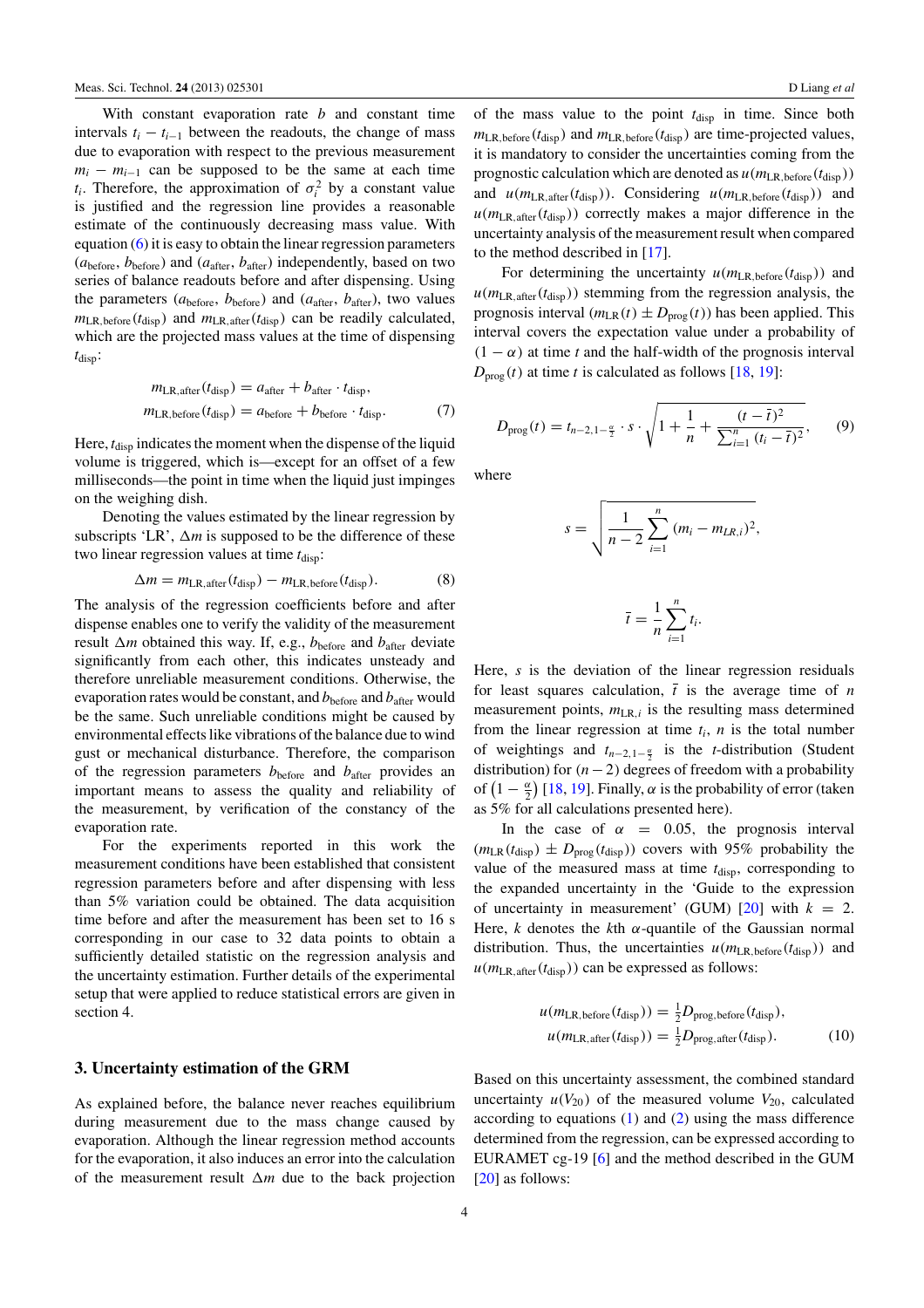With constant evaporation rate $b$ and constant time intervals $t_i - t_{i-1}$ between the readouts, the change of mass due to evaporation with respect to the previous measurement $m_i - m_{i-1}$ can be supposed to be the same at each time $t_i$. Therefore, the approximation of $\sigma_i^2$ by a constant value is justified and the regression line provides a reasonable estimate of the continuously decreasing mass value. With equation (6) it is easy to obtain the linear regression parameters ($a_{\mathrm{before}}$, $b_{\mathrm{before}}$) and ($a_{\mathrm{after}}$, $b_{\mathrm{after}}$) independently, based on two series of balance readouts before and after dispensing. Using the parameters ($a_{\mathrm{before}}$, $b_{\mathrm{before}}$) and ($a_{\mathrm{after}}$, $b_{\mathrm{after}}$), two values $m_{\mathrm{LR,before}}(t_{\mathrm{disp}})$ and $m_{\mathrm{LR,after}}(t_{\mathrm{disp}})$ can be readily calculated, which are the projected mass values at the time of dispensing $t_{\mathrm{disp}}$:

$$
\begin{aligned}
m_{\mathrm{LR,after}}(t_{\mathrm{disp}}) &= a_{\mathrm{after}} + b_{\mathrm{after}} \cdot t_{\mathrm{disp}}, \\
m_{\mathrm{LR,before}}(t_{\mathrm{disp}}) &= a_{\mathrm{before}} + b_{\mathrm{before}} \cdot t_{\mathrm{disp}}.
\end{aligned} \tag{7}
$$

Here, $t_{\mathrm{disp}}$ indicates the moment when the dispense of the liquid volume is triggered, which is—except for an offset of a few milliseconds—the point in time when the liquid just impinges on the weighing dish.

Denoting the values estimated by the linear regression by subscripts 'LR', $\Delta m$ is supposed to be the difference of these two linear regression values at time $t_{\mathrm{disp}}$:

$$
\Delta m = m_{\mathrm{LR,after}}(t_{\mathrm{disp}}) - m_{\mathrm{LR,before}}(t_{\mathrm{disp}}). \tag{8}
$$

The analysis of the regression coefficients before and after dispense enables one to verify the validity of the measurement result $\Delta m$ obtained this way. If, e.g., $b_{\mathrm{before}}$ and $b_{\mathrm{after}}$ deviate significantly from each other, this indicates unsteady and therefore unreliable measurement conditions. Otherwise, the evaporation rates would be constant, and $b_{\mathrm{before}}$ and $b_{\mathrm{after}}$ would be the same. Such unreliable conditions might be caused by environmental effects like vibrations of the balance due to wind gust or mechanical disturbance. Therefore, the comparison of the regression parameters $b_{\mathrm{before}}$ and $b_{\mathrm{after}}$ provides an important means to assess the quality and reliability of the measurement, by verification of the constancy of the evaporation rate.

For the experiments reported in this work the measurement conditions have been established that consistent regression parameters before and after dispensing with less than 5% variation could be obtained. The data acquisition time before and after the measurement has been set to 16 s corresponding in our case to 32 data points to obtain a sufficiently detailed statistic on the regression analysis and the uncertainty estimation. Further details of the experimental setup that were applied to reduce statistical errors are given in section 4.

## 3. Uncertainty estimation of the GRM

As explained before, the balance never reaches equilibrium during measurement due to the mass change caused by evaporation. Although the linear regression method accounts for the evaporation, it also induces an error into the calculation of the measurement result $\Delta m$ due to the back projection of the mass value to the point $t_{\mathrm{disp}}$ in time. Since both $m_{\mathrm{LR,before}}(t_{\mathrm{disp}})$ and $m_{\mathrm{LR,before}}(t_{\mathrm{disp}})$ are time-projected values, it is mandatory to consider the uncertainties coming from the prognostic calculation which are denoted as $u(m_{\mathrm{LR,before}}(t_{\mathrm{disp}}))$ and $u(m_{\mathrm{LR,after}}(t_{\mathrm{disp}}))$. Considering $u(m_{\mathrm{LR,before}}(t_{\mathrm{disp}}))$ and $u(m_{\mathrm{LR,after}}(t_{\mathrm{disp}}))$ correctly makes a major difference in the uncertainty analysis of the measurement result when compared to the method described in [17].

For determining the uncertainty $u(m_{\mathrm{LR,before}}(t_{\mathrm{disp}}))$ and $u(m_{\mathrm{LR,after}}(t_{\mathrm{disp}}))$ stemming from the regression analysis, the prognosis interval ($m_{\mathrm{LR}}(t) \pm D_{\mathrm{prog}}(t)$) has been applied. This interval covers the expectation value under a probability of $(1-\alpha)$ at time $t$ and the half-width of the prognosis interval $D_{\mathrm{prog}}(t)$ at time $t$ is calculated as follows [18, 19]:

$$
D_{\mathrm{prog}}(t) = t_{n-2,1-\frac{\alpha}{2}} \cdot s \cdot \sqrt{1 + \frac{1}{n} + \frac{(t-\bar{t})^2}{\sum_{i=1}^{n}(t_i - \bar{t})^2}}, \tag{9}
$$

where

$$
s = \sqrt{\frac{1}{n-2}\sum_{i=1}^{n}(m_i - m_{LR,i})^2},
$$

$$
\bar{t} = \frac{1}{n}\sum_{i=1}^{n} t_i.
$$

Here, $s$ is the deviation of the linear regression residuals for least squares calculation, $\bar{t}$ is the average time of $n$ measurement points, $m_{\mathrm{LR},i}$ is the resulting mass determined from the linear regression at time $t_i$, $n$ is the total number of weighings and $t_{n-2,1-\frac{\alpha}{2}}$ is the $t$-distribution (Student distribution) for $(n-2)$ degrees of freedom with a probability of $\left(1-\frac{\alpha}{2}\right)$ [18, 19]. Finally, $\alpha$ is the probability of error (taken as 5% for all calculations presented here).

In the case of $\alpha = 0.05$, the prognosis interval ($m_{\mathrm{LR}}(t_{\mathrm{disp}}) \pm D_{\mathrm{prog}}(t_{\mathrm{disp}})$) covers with 95% probability the value of the measured mass at time $t_{\mathrm{disp}}$, corresponding to the expanded uncertainty in the 'Guide to the expression of uncertainty in measurement' (GUM) [20] with $k = 2$. Here, $k$ denotes the $k$th $\alpha$-quantile of the Gaussian normal distribution. Thus, the uncertainties $u(m_{\mathrm{LR,before}}(t_{\mathrm{disp}}))$ and $u(m_{\mathrm{LR,after}}(t_{\mathrm{disp}}))$ can be expressed as follows:

$$
\begin{aligned}
u(m_{\mathrm{LR,before}}(t_{\mathrm{disp}})) &= \tfrac{1}{2} D_{\mathrm{prog,before}}(t_{\mathrm{disp}}), \\
u(m_{\mathrm{LR,after}}(t_{\mathrm{disp}})) &= \tfrac{1}{2} D_{\mathrm{prog,after}}(t_{\mathrm{disp}}).
\end{aligned} \tag{10}
$$

Based on this uncertainty assessment, the combined standard uncertainty $u(V_{20})$ of the measured volume $V_{20}$, calculated according to equations (1) and (2) using the mass difference determined from the regression, can be expressed according to EURAMET cg-19 [6] and the method described in the GUM [20] as follows: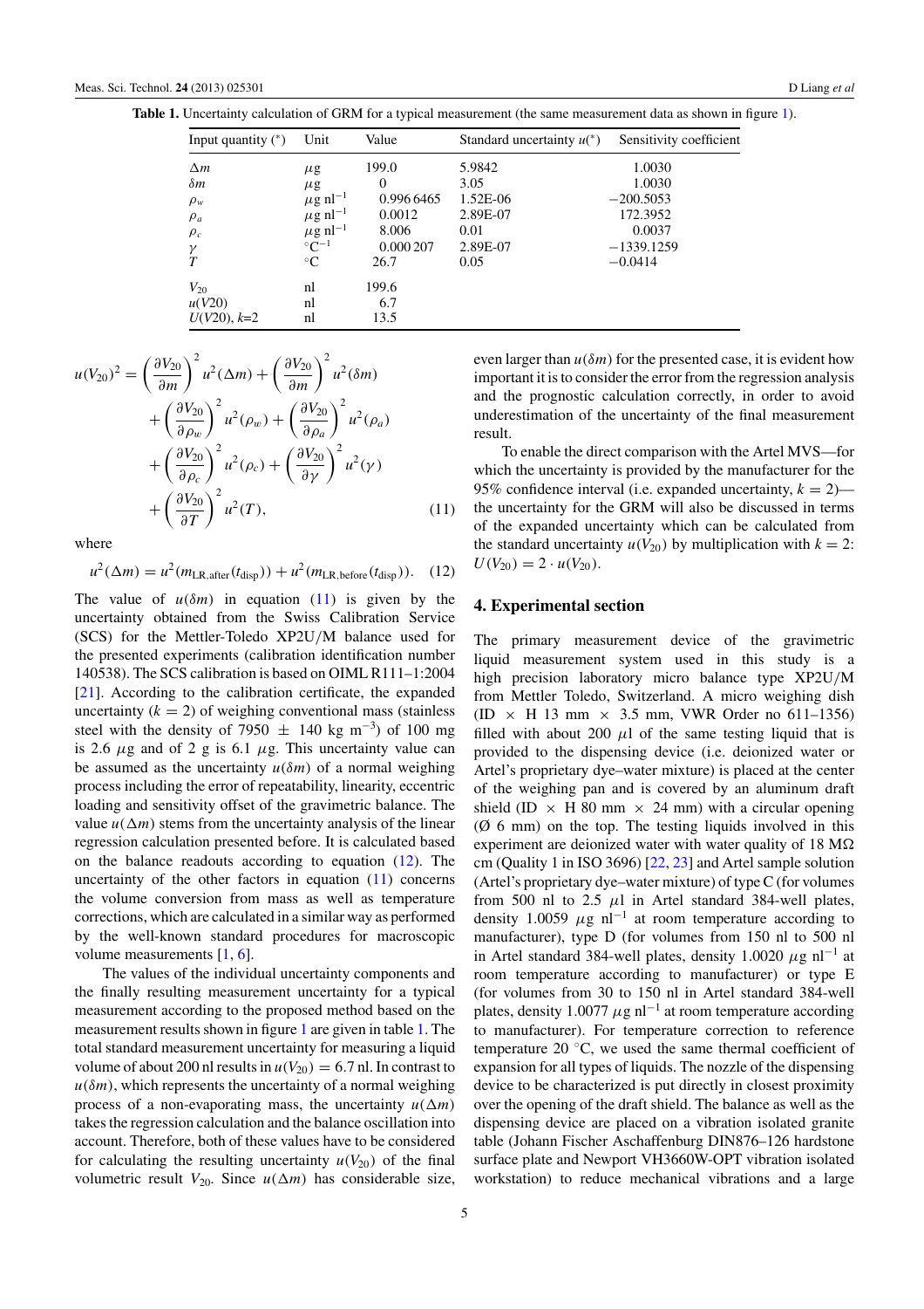**Table 1.** Uncertainty calculation of GRM for a typical measurement (the same measurement data as shown in figure 1).

| Input quantity (*) | Unit | Value | Standard uncertainty $u$(*) | Sensitivity coefficient |
|---|---|---|---|---|
| $\Delta m$ | $\mu$g | 199.0 | 5.9842 | 1.0030 |
| $\delta m$ | $\mu$g | 0 | 3.05 | 1.0030 |
| $\rho_w$ | $\mu$g nl$^{-1}$ | 0.996 6465 | 1.52E-06 | −200.5053 |
| $\rho_a$ | $\mu$g nl$^{-1}$ | 0.0012 | 2.89E-07 | 172.3952 |
| $\rho_c$ | $\mu$g nl$^{-1}$ | 8.006 | 0.01 | 0.0037 |
| $\gamma$ | °C$^{-1}$ | 0.000 207 | 2.89E-07 | −1339.1259 |
| $T$ | °C | 26.7 | 0.05 | −0.0414 |
| $V_{20}$ | nl | 199.6 | | |
| $u(V20)$ | nl | 6.7 | | |
| $U(V20)$, $k$=2 | nl | 13.5 | | |

$$
\begin{aligned}
u(V_{20})^2 = {} & \left(\frac{\partial V_{20}}{\partial m}\right)^2 u^2(\Delta m) + \left(\frac{\partial V_{20}}{\partial m}\right)^2 u^2(\delta m) \\
& + \left(\frac{\partial V_{20}}{\partial \rho_w}\right)^2 u^2(\rho_w) + \left(\frac{\partial V_{20}}{\partial \rho_a}\right)^2 u^2(\rho_a) \\
& + \left(\frac{\partial V_{20}}{\partial \rho_c}\right)^2 u^2(\rho_c) + \left(\frac{\partial V_{20}}{\partial \gamma}\right)^2 u^2(\gamma) \\
& + \left(\frac{\partial V_{20}}{\partial T}\right)^2 u^2(T),
\end{aligned}
\tag{11}
$$

where

$$
u^2(\Delta m) = u^2(m_{\mathrm{LR,after}}(t_{\mathrm{disp}})) + u^2(m_{\mathrm{LR,before}}(t_{\mathrm{disp}})). \tag{12}
$$

The value of $u(\delta m)$ in equation (11) is given by the uncertainty obtained from the Swiss Calibration Service (SCS) for the Mettler-Toledo XP2U/M balance used for the presented experiments (calibration identification number 140538). The SCS calibration is based on OIML R111–1:2004 [21]. According to the calibration certificate, the expanded uncertainty ($k = 2$) of weighing conventional mass (stainless steel with the density of 7950 ± 140 kg m$^{-3}$) of 100 mg is 2.6 $\mu$g and of 2 g is 6.1 $\mu$g. This uncertainty value can be assumed as the uncertainty $u(\delta m)$ of a normal weighing process including the error of repeatability, linearity, eccentric loading and sensitivity offset of the gravimetric balance. The value $u(\Delta m)$ stems from the uncertainty analysis of the linear regression calculation presented before. It is calculated based on the balance readouts according to equation (12). The uncertainty of the other factors in equation (11) concerns the volume conversion from mass as well as temperature corrections, which are calculated in a similar way as performed by the well-known standard procedures for macroscopic volume measurements [1, 6].

The values of the individual uncertainty components and the finally resulting measurement uncertainty for a typical measurement according to the proposed method based on the measurement results shown in figure 1 are given in table 1. The total standard measurement uncertainty for measuring a liquid volume of about 200 nl results in $u(V_{20}) = 6.7$ nl. In contrast to $u(\delta m)$, which represents the uncertainty of a normal weighing process of a non-evaporating mass, the uncertainty $u(\Delta m)$ takes the regression calculation and the balance oscillation into account. Therefore, both of these values have to be considered for calculating the resulting uncertainty $u(V_{20})$ of the final volumetric result $V_{20}$. Since $u(\Delta m)$ has considerable size, even larger than $u(\delta m)$ for the presented case, it is evident how important it is to consider the error from the regression analysis and the prognostic calculation correctly, in order to avoid underestimation of the uncertainty of the final measurement result.

To enable the direct comparison with the Artel MVS—for which the uncertainty is provided by the manufacturer for the 95% confidence interval (i.e. expanded uncertainty, $k = 2$)—the uncertainty for the GRM will also be discussed in terms of the expanded uncertainty which can be calculated from the standard uncertainty $u(V_{20})$ by multiplication with $k = 2$: $U(V_{20}) = 2 \cdot u(V_{20})$.

## 4. Experimental section

The primary measurement device of the gravimetric liquid measurement system used in this study is a high precision laboratory micro balance type XP2U/M from Mettler Toledo, Switzerland. A micro weighing dish (ID × H 13 mm × 3.5 mm, VWR Order no 611–1356) filled with about 200 $\mu$l of the same testing liquid that is provided to the dispensing device (i.e. deionized water or Artel's proprietary dye–water mixture) is placed at the center of the weighing pan and is covered by an aluminum draft shield (ID × H 80 mm × 24 mm) with a circular opening (Ø 6 mm) on the top. The testing liquids involved in this experiment are deionized water with water quality of 18 MΩ cm (Quality 1 in ISO 3696) [22, 23] and Artel sample solution (Artel's proprietary dye–water mixture) of type C (for volumes from 500 nl to 2.5 $\mu$l in Artel standard 384-well plates, density 1.0059 $\mu$g nl$^{-1}$ at room temperature according to manufacturer), type D (for volumes from 150 nl to 500 nl in Artel standard 384-well plates, density 1.0020 $\mu$g nl$^{-1}$ at room temperature according to manufacturer) or type E (for volumes from 30 to 150 nl in Artel standard 384-well plates, density 1.0077 $\mu$g nl$^{-1}$ at room temperature according to manufacturer). For temperature correction to reference temperature 20 °C, we used the same thermal coefficient of expansion for all types of liquids. The nozzle of the dispensing device to be characterized is put directly in closest proximity over the opening of the draft shield. The balance as well as the dispensing device are placed on a vibration isolated granite table (Johann Fischer Aschaffenburg DIN876–126 hardstone surface plate and Newport VH3660W-OPT vibration isolated workstation) to reduce mechanical vibrations and a large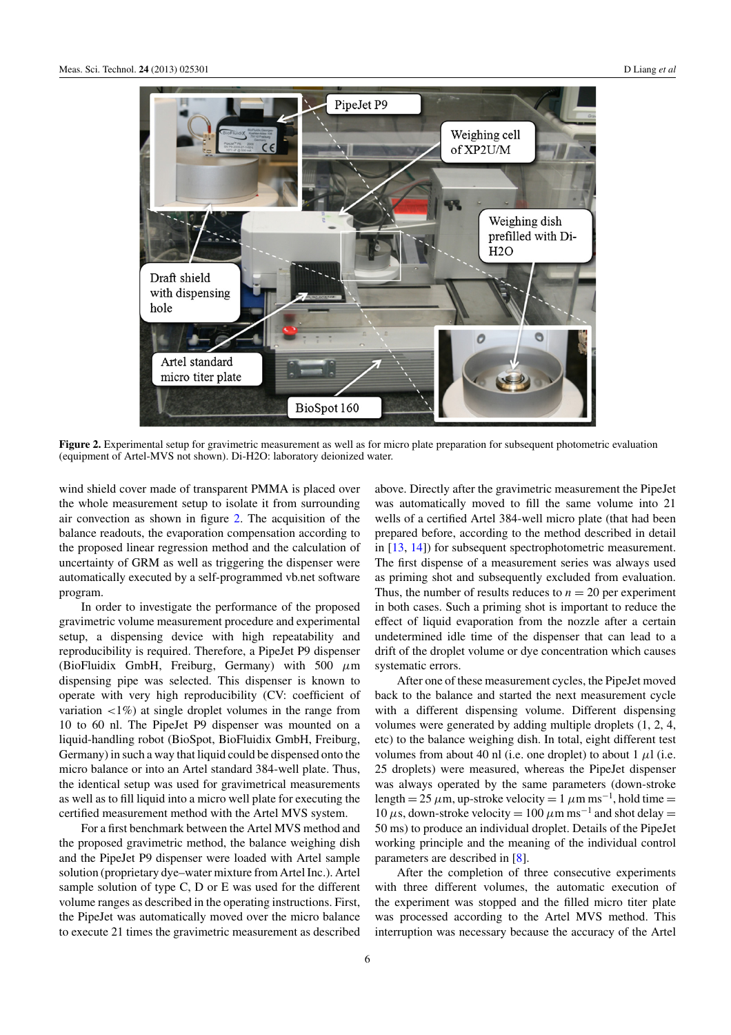**Figure 2.** Experimental setup for gravimetric measurement as well as for micro plate preparation for subsequent photometric evaluation (equipment of Artel-MVS not shown). Di-H2O: laboratory deionized water.

wind shield cover made of transparent PMMA is placed over the whole measurement setup to isolate it from surrounding air convection as shown in figure 2. The acquisition of the balance readouts, the evaporation compensation according to the proposed linear regression method and the calculation of uncertainty of GRM as well as triggering the dispenser were automatically executed by a self-programmed vb.net software program.

In order to investigate the performance of the proposed gravimetric volume measurement procedure and experimental setup, a dispensing device with high repeatability and reproducibility is required. Therefore, a PipeJet P9 dispenser (BioFluidix GmbH, Freiburg, Germany) with 500 $\mu$m dispensing pipe was selected. This dispenser is known to operate with very high reproducibility (CV: coefficient of variation <1%) at single droplet volumes in the range from 10 to 60 nl. The PipeJet P9 dispenser was mounted on a liquid-handling robot (BioSpot, BioFluidix GmbH, Freiburg, Germany) in such a way that liquid could be dispensed onto the micro balance or into an Artel standard 384-well plate. Thus, the identical setup was used for gravimetrical measurements as well as to fill liquid into a micro well plate for executing the certified measurement method with the Artel MVS system.

For a first benchmark between the Artel MVS method and the proposed gravimetric method, the balance weighing dish and the PipeJet P9 dispenser were loaded with Artel sample solution (proprietary dye–water mixture from Artel Inc.). Artel sample solution of type C, D or E was used for the different volume ranges as described in the operating instructions. First, the PipeJet was automatically moved over the micro balance to execute 21 times the gravimetric measurement as described above. Directly after the gravimetric measurement the PipeJet was automatically moved to fill the same volume into 21 wells of a certified Artel 384-well micro plate (that had been prepared before, according to the method described in detail in [13, 14]) for subsequent spectrophotometric measurement. The first dispense of a measurement series was always used as priming shot and subsequently excluded from evaluation. Thus, the number of results reduces to $n = 20$ per experiment in both cases. Such a priming shot is important to reduce the effect of liquid evaporation from the nozzle after a certain undetermined idle time of the dispenser that can lead to a drift of the droplet volume or dye concentration which causes systematic errors.

After one of these measurement cycles, the PipeJet moved back to the balance and started the next measurement cycle with a different dispensing volume. Different dispensing volumes were generated by adding multiple droplets (1, 2, 4, etc) to the balance weighing dish. In total, eight different test volumes from about 40 nl (i.e. one droplet) to about 1 $\mu$l (i.e. 25 droplets) were measured, whereas the PipeJet dispenser was always operated by the same parameters (down-stroke length = 25 $\mu$m, up-stroke velocity = 1 $\mu$m ms$^{-1}$, hold time = 10 $\mu$s, down-stroke velocity = 100 $\mu$m ms$^{-1}$ and shot delay = 50 ms) to produce an individual droplet. Details of the PipeJet working principle and the meaning of the individual control parameters are described in [8].

After the completion of three consecutive experiments with three different volumes, the automatic execution of the experiment was stopped and the filled micro titer plate was processed according to the Artel MVS method. This interruption was necessary because the accuracy of the Artel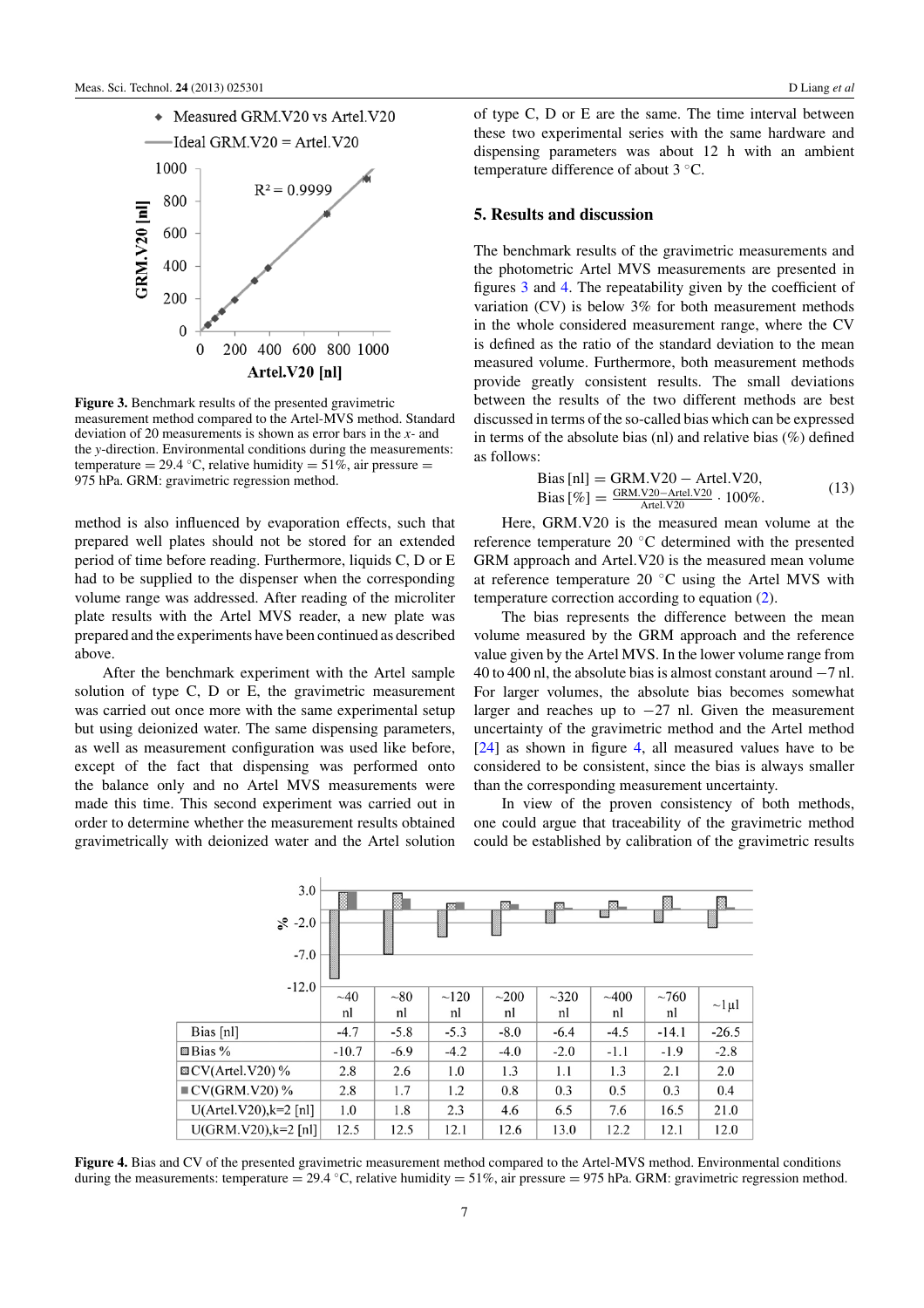**Figure 3.** Benchmark results of the presented gravimetric measurement method compared to the Artel-MVS method. Standard deviation of 20 measurements is shown as error bars in the *x*- and the *y*-direction. Environmental conditions during the measurements: temperature = 29.4 °C, relative humidity = 51%, air pressure = 975 hPa. GRM: gravimetric regression method.

method is also influenced by evaporation effects, such that prepared well plates should not be stored for an extended period of time before reading. Furthermore, liquids C, D or E had to be supplied to the dispenser when the corresponding volume range was addressed. After reading of the microliter plate results with the Artel MVS reader, a new plate was prepared and the experiments have been continued as described above.

After the benchmark experiment with the Artel sample solution of type C, D or E, the gravimetric measurement was carried out once more with the same experimental setup but using deionized water. The same dispensing parameters, as well as measurement configuration was used like before, except of the fact that dispensing was performed onto the balance only and no Artel MVS measurements were made this time. This second experiment was carried out in order to determine whether the measurement results obtained gravimetrically with deionized water and the Artel solution of type C, D or E are the same. The time interval between these two experimental series with the same hardware and dispensing parameters was about 12 h with an ambient temperature difference of about 3 °C.

## 5. Results and discussion

The benchmark results of the gravimetric measurements and the photometric Artel MVS measurements are presented in figures 3 and 4. The repeatability given by the coefficient of variation (CV) is below 3% for both measurement methods in the whole considered measurement range, where the CV is defined as the ratio of the standard deviation to the mean measured volume. Furthermore, both measurement methods provide greatly consistent results. The small deviations between the results of the two different methods are best discussed in terms of the so-called bias which can be expressed in terms of the absolute bias (nl) and relative bias (%) defined as follows:

$$\begin{aligned} \text{Bias}\,[\text{nl}] &= \text{GRM.V20} - \text{Artel.V20}, \\ \text{Bias}\,[\%] &= \frac{\text{GRM.V20} - \text{Artel.V20}}{\text{Artel.V20}} \cdot 100\%. \end{aligned} \tag{13}$$

Here, GRM.V20 is the measured mean volume at the reference temperature 20 °C determined with the presented GRM approach and Artel.V20 is the measured mean volume at reference temperature 20 °C using the Artel MVS with temperature correction according to equation (2).

The bias represents the difference between the mean volume measured by the GRM approach and the reference value given by the Artel MVS. In the lower volume range from 40 to 400 nl, the absolute bias is almost constant around −7 nl. For larger volumes, the absolute bias becomes somewhat larger and reaches up to −27 nl. Given the measurement uncertainty of the gravimetric method and the Artel method [24] as shown in figure 4, all measured values have to be considered to be consistent, since the bias is always smaller than the corresponding measurement uncertainty.

In view of the proven consistency of both methods, one could argue that traceability of the gravimetric method could be established by calibration of the gravimetric results

| | ~40 nl | ~80 nl | ~120 nl | ~200 nl | ~320 nl | ~400 nl | ~760 nl | ~1 µl |
|---|---|---|---|---|---|---|---|---|
| Bias [nl] | -4.7 | -5.8 | -5.3 | -8.0 | -6.4 | -4.5 | -14.1 | -26.5 |
| Bias % | -10.7 | -6.9 | -4.2 | -4.0 | -2.0 | -1.1 | -1.9 | -2.8 |
| CV(Artel.V20) % | 2.8 | 2.6 | 1.0 | 1.3 | 1.1 | 1.3 | 2.1 | 2.0 |
| CV(GRM.V20) % | 2.8 | 1.7 | 1.2 | 0.8 | 0.3 | 0.5 | 0.3 | 0.4 |
| U(Artel.V20),k=2 [nl] | 1.0 | 1.8 | 2.3 | 4.6 | 6.5 | 7.6 | 16.5 | 21.0 |
| U(GRM.V20),k=2 [nl] | 12.5 | 12.5 | 12.1 | 12.6 | 13.0 | 12.2 | 12.1 | 12.0 |

**Figure 4.** Bias and CV of the presented gravimetric measurement method compared to the Artel-MVS method. Environmental conditions during the measurements: temperature = 29.4 °C, relative humidity = 51%, air pressure = 975 hPa. GRM: gravimetric regression method.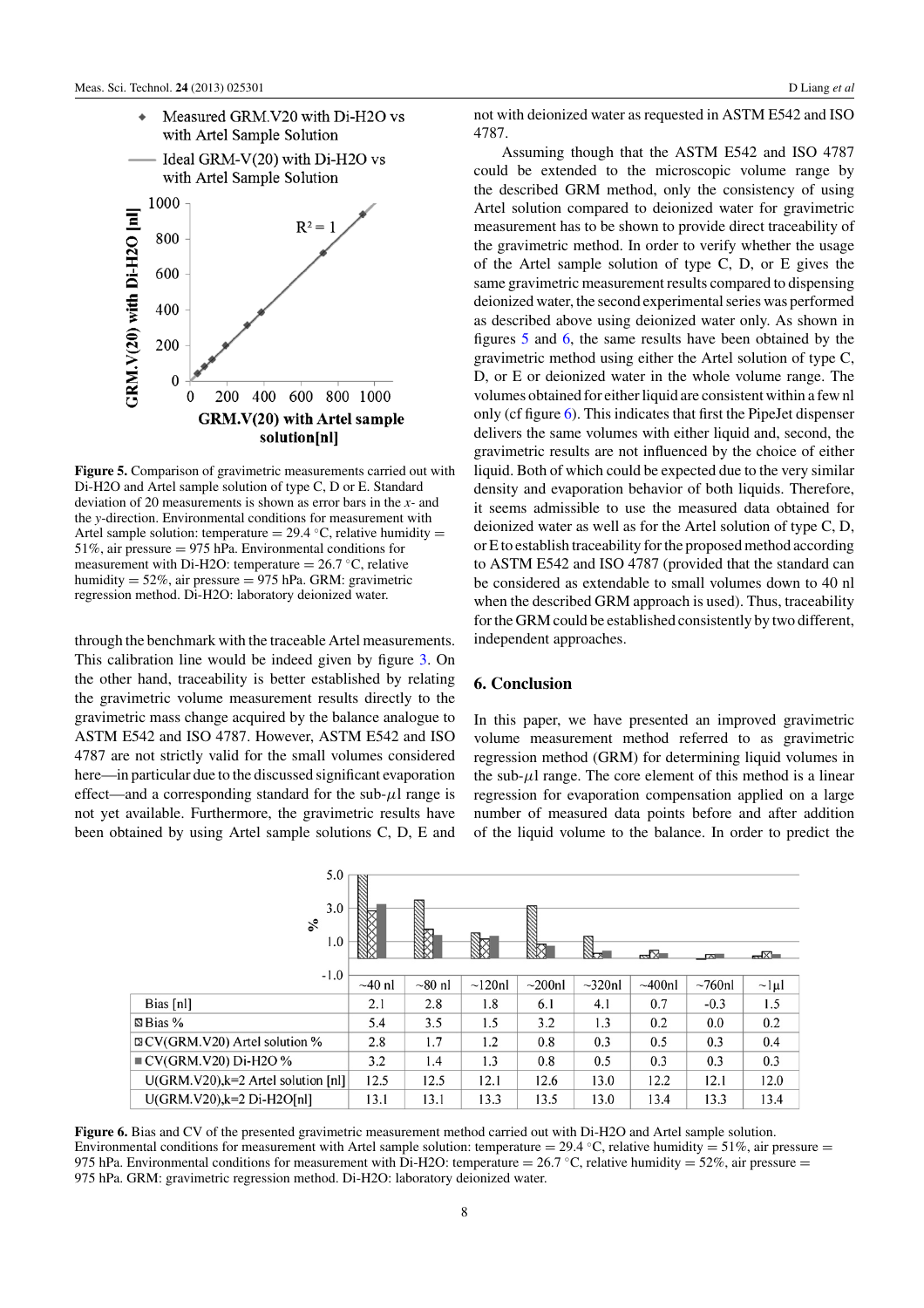Figure 5. Comparison of gravimetric measurements carried out with Di-H2O and Artel sample solution of type C, D or E. Standard deviation of 20 measurements is shown as error bars in the $x$- and the $y$-direction. Environmental conditions for measurement with Artel sample solution: temperature = 29.4 °C, relative humidity = 51%, air pressure = 975 hPa. Environmental conditions for measurement with Di-H2O: temperature = 26.7 °C, relative humidity = 52%, air pressure = 975 hPa. GRM: gravimetric regression method. Di-H2O: laboratory deionized water.

through the benchmark with the traceable Artel measurements. This calibration line would be indeed given by figure 3. On the other hand, traceability is better established by relating the gravimetric volume measurement results directly to the gravimetric mass change acquired by the balance analogue to ASTM E542 and ISO 4787. However, ASTM E542 and ISO 4787 are not strictly valid for the small volumes considered here—in particular due to the discussed significant evaporation effect—and a corresponding standard for the sub-$\mu$l range is not yet available. Furthermore, the gravimetric results have been obtained by using Artel sample solutions C, D, E and not with deionized water as requested in ASTM E542 and ISO 4787.

Assuming though that the ASTM E542 and ISO 4787 could be extended to the microscopic volume range by the described GRM method, only the consistency of using Artel solution compared to deionized water for gravimetric measurement has to be shown to provide direct traceability of the gravimetric method. In order to verify whether the usage of the Artel sample solution of type C, D, or E gives the same gravimetric measurement results compared to dispensing deionized water, the second experimental series was performed as described above using deionized water only. As shown in figures 5 and 6, the same results have been obtained by the gravimetric method using either the Artel solution of type C, D, or E or deionized water in the whole volume range. The volumes obtained for either liquid are consistent within a few nl only (cf figure 6). This indicates that first the PipeJet dispenser delivers the same volumes with either liquid and, second, the gravimetric results are not influenced by the choice of either liquid. Both of which could be expected due to the very similar density and evaporation behavior of both liquids. Therefore, it seems admissible to use the measured data obtained for deionized water as well as for the Artel solution of type C, D, or E to establish traceability for the proposed method according to ASTM E542 and ISO 4787 (provided that the standard can be considered as extendable to small volumes down to 40 nl when the described GRM approach is used). Thus, traceability for the GRM could be established consistently by two different, independent approaches.

## 6. Conclusion

In this paper, we have presented an improved gravimetric volume measurement method referred to as gravimetric regression method (GRM) for determining liquid volumes in the sub-$\mu$l range. The core element of this method is a linear regression for evaporation compensation applied on a large number of measured data points before and after addition of the liquid volume to the balance. In order to predict the

| | ~40 nl | ~80 nl | ~120nl | ~200nl | ~320nl | ~400nl | ~760nl | ~1µl |
|---|---|---|---|---|---|---|---|---|
| Bias [nl] | 2.1 | 2.8 | 1.8 | 6.1 | 4.1 | 0.7 | -0.3 | 1.5 |
| Bias % | 5.4 | 3.5 | 1.5 | 3.2 | 1.3 | 0.2 | 0.0 | 0.2 |
| CV(GRM.V20) Artel solution % | 2.8 | 1.7 | 1.2 | 0.8 | 0.3 | 0.5 | 0.3 | 0.4 |
| CV(GRM.V20) Di-H2O % | 3.2 | 1.4 | 1.3 | 0.8 | 0.5 | 0.3 | 0.3 | 0.3 |
| U(GRM.V20),k=2 Artel solution [nl] | 12.5 | 12.5 | 12.1 | 12.6 | 13.0 | 12.2 | 12.1 | 12.0 |
| U(GRM.V20),k=2 Di-H2O[nl] | 13.1 | 13.1 | 13.3 | 13.5 | 13.0 | 13.4 | 13.3 | 13.4 |

Figure 6. Bias and CV of the presented gravimetric measurement method carried out with Di-H2O and Artel sample solution. Environmental conditions for measurement with Artel sample solution: temperature = 29.4 °C, relative humidity = 51%, air pressure = 975 hPa. Environmental conditions for measurement with Di-H2O: temperature = 26.7 °C, relative humidity = 52%, air pressure = 975 hPa. GRM: gravimetric regression method. Di-H2O: laboratory deionized water.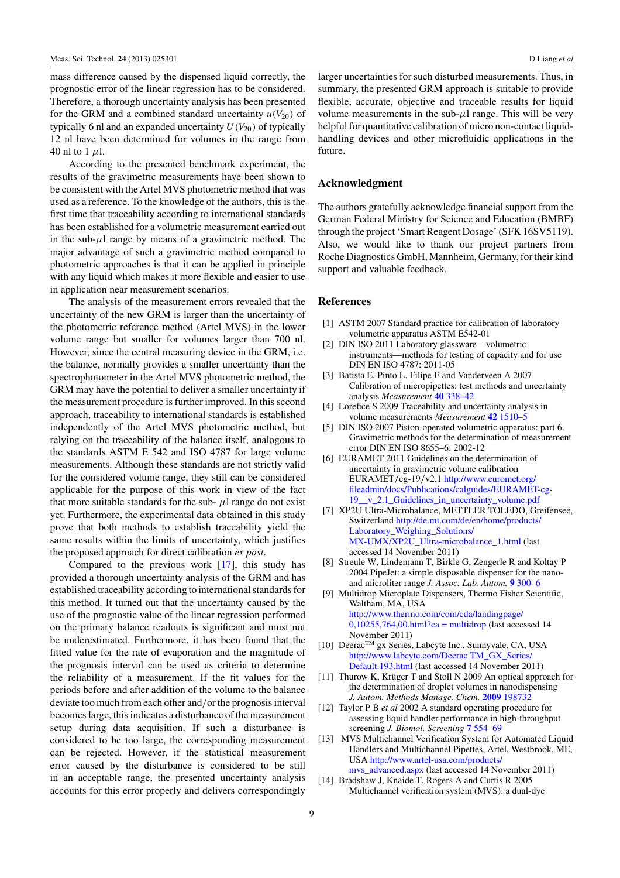mass difference caused by the dispensed liquid correctly, the prognostic error of the linear regression has to be considered. Therefore, a thorough uncertainty analysis has been presented for the GRM and a combined standard uncertainty $u(V_{20})$ of typically 6 nl and an expanded uncertainty $U(V_{20})$ of typically 12 nl have been determined for volumes in the range from 40 nl to 1 $\mu$l.

According to the presented benchmark experiment, the results of the gravimetric measurements have been shown to be consistent with the Artel MVS photometric method that was used as a reference. To the knowledge of the authors, this is the first time that traceability according to international standards has been established for a volumetric measurement carried out in the sub-$\mu$l range by means of a gravimetric method. The major advantage of such a gravimetric method compared to photometric approaches is that it can be applied in principle with any liquid which makes it more flexible and easier to use in application near measurement scenarios.

The analysis of the measurement errors revealed that the uncertainty of the new GRM is larger than the uncertainty of the photometric reference method (Artel MVS) in the lower volume range but smaller for volumes larger than 700 nl. However, since the central measuring device in the GRM, i.e. the balance, normally provides a smaller uncertainty than the spectrophotometer in the Artel MVS photometric method, the GRM may have the potential to deliver a smaller uncertainty if the measurement procedure is further improved. In this second approach, traceability to international standards is established independently of the Artel MVS photometric method, but relying on the traceability of the balance itself, analogous to the standards ASTM E 542 and ISO 4787 for large volume measurements. Although these standards are not strictly valid for the considered volume range, they still can be considered applicable for the purpose of this work in view of the fact that more suitable standards for the sub- $\mu$l range do not exist yet. Furthermore, the experimental data obtained in this study prove that both methods to establish traceability yield the same results within the limits of uncertainty, which justifies the proposed approach for direct calibration *ex post*.

Compared to the previous work [17], this study has provided a thorough uncertainty analysis of the GRM and has established traceability according to international standards for this method. It turned out that the uncertainty caused by the use of the prognostic value of the linear regression performed on the primary balance readouts is significant and must not be underestimated. Furthermore, it has been found that the fitted value for the rate of evaporation and the magnitude of the prognosis interval can be used as criteria to determine the reliability of a measurement. If the fit values for the periods before and after addition of the volume to the balance deviate too much from each other and/or the prognosis interval becomes large, this indicates a disturbance of the measurement setup during data acquisition. If such a disturbance is considered to be too large, the corresponding measurement can be rejected. However, if the statistical measurement error caused by the disturbance is considered to be still in an acceptable range, the presented uncertainty analysis accounts for this error properly and delivers correspondingly larger uncertainties for such disturbed measurements. Thus, in summary, the presented GRM approach is suitable to provide flexible, accurate, objective and traceable results for liquid volume measurements in the sub-$\mu$l range. This will be very helpful for quantitative calibration of micro non-contact liquid-handling devices and other microfluidic applications in the future.

## Acknowledgment

The authors gratefully acknowledge financial support from the German Federal Ministry for Science and Education (BMBF) through the project 'Smart Reagent Dosage' (SFK 16SV5119). Also, we would like to thank our project partners from Roche Diagnostics GmbH, Mannheim, Germany, for their kind support and valuable feedback.

## References

[1] ASTM 2007 Standard practice for calibration of laboratory volumetric apparatus ASTM E542-01

[2] DIN ISO 2011 Laboratory glassware—volumetric instruments—methods for testing of capacity and for use DIN EN ISO 4787: 2011-05

[3] Batista E, Pinto L, Filipe E and Vanderveen A 2007 Calibration of micropipettes: test methods and uncertainty analysis *Measurement* **40** 338–42

[4] Lorefice S 2009 Traceability and uncertainty analysis in volume measurements *Measurement* **42** 1510–5

[5] DIN ISO 2007 Piston-operated volumetric apparatus: part 6. Gravimetric methods for the determination of measurement error DIN EN ISO 8655–6: 2002-12

[6] EURAMET 2011 Guidelines on the determination of uncertainty in gravimetric volume calibration EURAMET/cg-19/v2.1 http://www.euromet.org/fileadmin/docs/Publications/calguides/EURAMET-cg-19__v_2.1_Guidelines_in_uncertainty_volume.pdf

[7] XP2U Ultra-Microbalance, METTLER TOLEDO, Greifensee, Switzerland http://de.mt.com/de/en/home/products/Laboratory_Weighing_Solutions/MX-UMX/XP2U_Ultra-microbalance_1.html (last accessed 14 November 2011)

[8] Streule W, Lindemann T, Birkle G, Zengerle R and Koltay P 2004 PipeJet: a simple disposable dispenser for the nano- and microliter range *J. Assoc. Lab. Autom.* **9** 300–6

[9] Multidrop Microplate Dispensers, Thermo Fisher Scientific, Waltham, MA, USA http://www.thermo.com/com/cda/landingpage/0,10255,764,00.html?ca = multidrop (last accessed 14 November 2011)

[10] Deerac™ gx Series, Labcyte Inc., Sunnyvale, CA, USA http://www.labcyte.com/Deerac TM_GX_Series/Default.193.html (last accessed 14 November 2011)

[11] Thurow K, Krüger T and Stoll N 2009 An optical approach for the determination of droplet volumes in nanodispensing *J. Autom. Methods Manage. Chem.* **2009** 198732

[12] Taylor P B *et al* 2002 A standard operating procedure for assessing liquid handler performance in high-throughput screening *J. Biomol. Screening* **7** 554–69

[13] MVS Multichannel Verification System for Automated Liquid Handlers and Multichannel Pipettes, Artel, Westbrook, ME, USA http://www.artel-usa.com/products/mvs_advanced.aspx (last accessed 14 November 2011)

[14] Bradshaw J, Knaide T, Rogers A and Curtis R 2005 Multichannel verification system (MVS): a dual-dye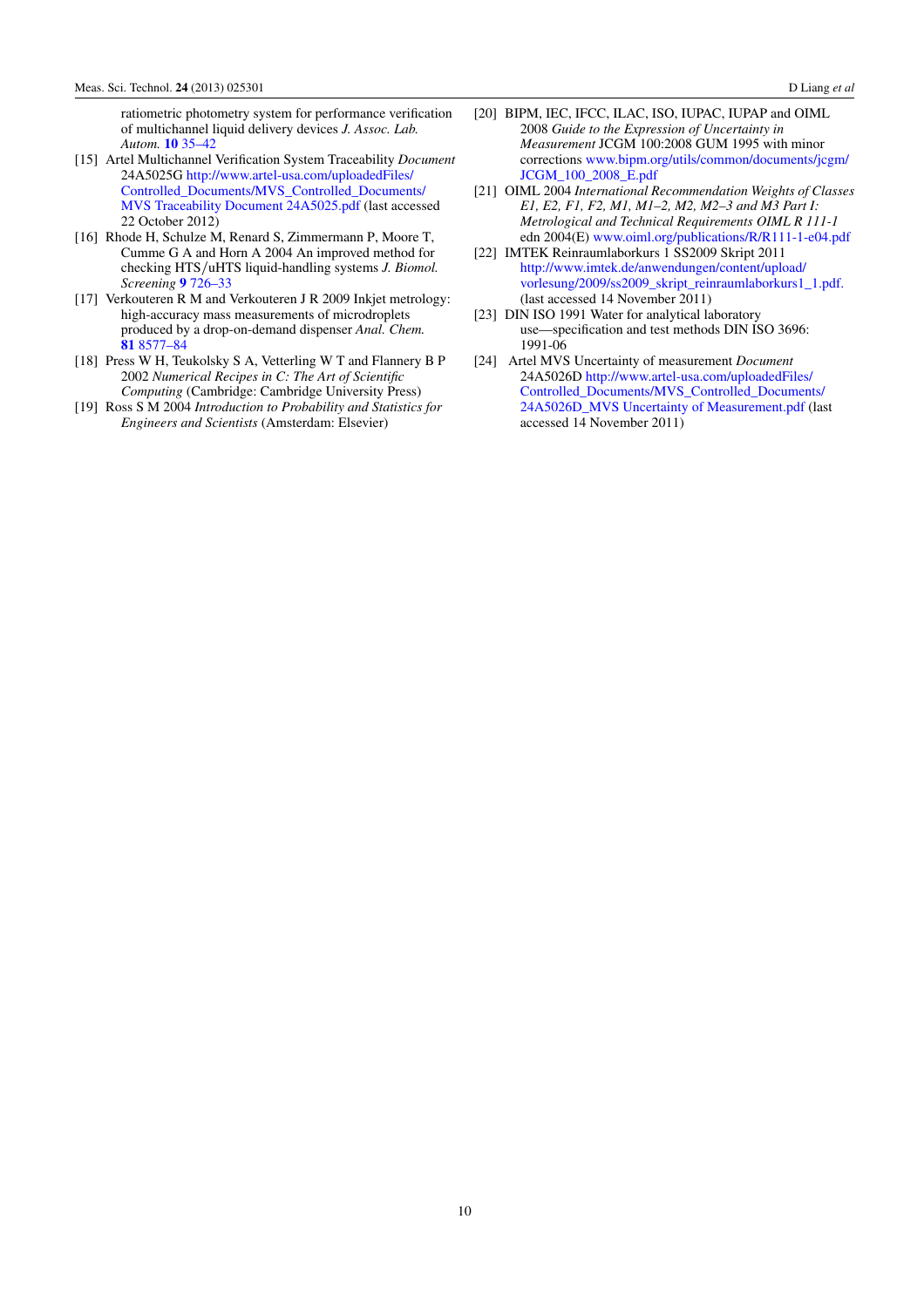ratiometric photometry system for performance verification of multichannel liquid delivery devices *J. Assoc. Lab. Autom.* **10** 35–42

[15] Artel Multichannel Verification System Traceability *Document* 24A5025G http://www.artel-usa.com/uploadedFiles/Controlled_Documents/MVS_Controlled_Documents/MVS Traceability Document 24A5025.pdf (last accessed 22 October 2012)

[16] Rhode H, Schulze M, Renard S, Zimmermann P, Moore T, Cumme G A and Horn A 2004 An improved method for checking HTS/uHTS liquid-handling systems *J. Biomol. Screening* **9** 726–33

[17] Verkouteren R M and Verkouteren J R 2009 Inkjet metrology: high-accuracy mass measurements of microdroplets produced by a drop-on-demand dispenser *Anal. Chem.* **81** 8577–84

[18] Press W H, Teukolsky S A, Vetterling W T and Flannery B P 2002 *Numerical Recipes in C: The Art of Scientific Computing* (Cambridge: Cambridge University Press)

[19] Ross S M 2004 *Introduction to Probability and Statistics for Engineers and Scientists* (Amsterdam: Elsevier)

[20] BIPM, IEC, IFCC, ILAC, ISO, IUPAC, IUPAP and OIML 2008 *Guide to the Expression of Uncertainty in Measurement* JCGM 100:2008 GUM 1995 with minor corrections www.bipm.org/utils/common/documents/jcgm/JCGM_100_2008_E.pdf

[21] OIML 2004 *International Recommendation Weights of Classes E1, E2, F1, F2, M1, M1–2, M2, M2–3 and M3 Part I: Metrological and Technical Requirements OIML R 111-1* edn 2004(E) www.oiml.org/publications/R/R111-1-e04.pdf

[22] IMTEK Reinraumlaborkurs 1 SS2009 Skript 2011 http://www.imtek.de/anwendungen/content/upload/vorlesung/2009/ss2009_skript_reinraumlaborkurs1_1.pdf. (last accessed 14 November 2011)

[23] DIN ISO 1991 Water for analytical laboratory use—specification and test methods DIN ISO 3696: 1991-06

[24] Artel MVS Uncertainty of measurement *Document* 24A5026D http://www.artel-usa.com/uploadedFiles/Controlled_Documents/MVS_Controlled_Documents/24A5026D_MVS Uncertainty of Measurement.pdf (last accessed 14 November 2011)